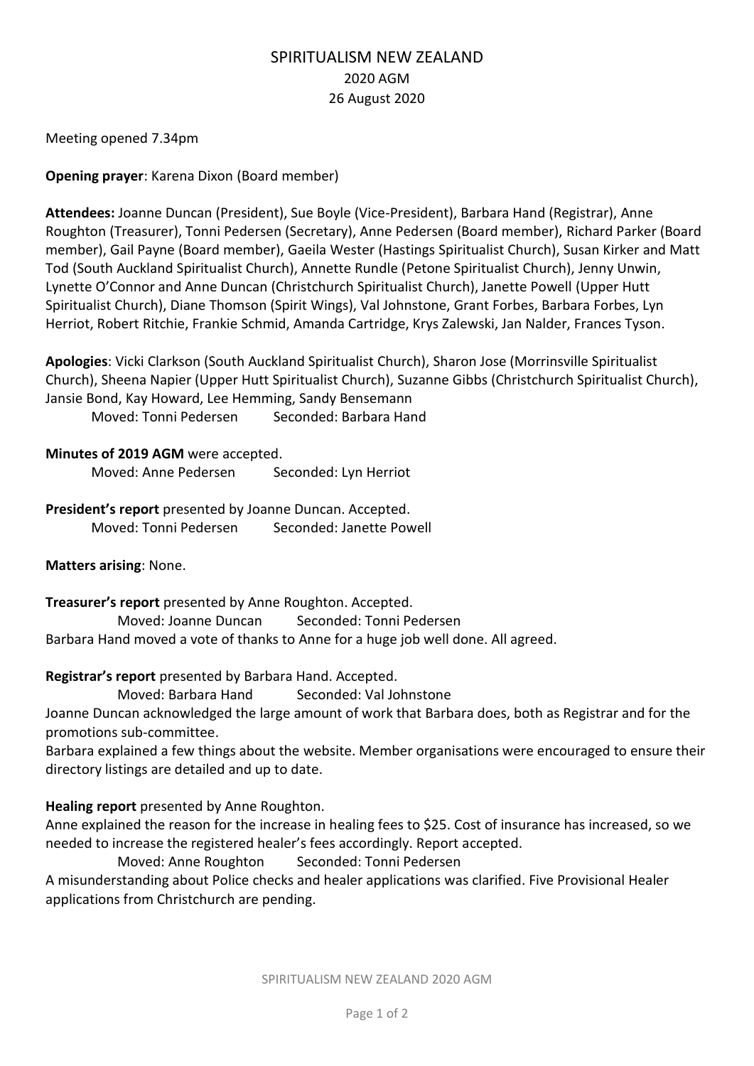# SPIRITUALISM NEW ZEALAND

## 2020 AGM

## 26 August 2020

Meeting opened 7.34pm

**Opening prayer**: Karena Dixon (Board member)

**Attendees:** Joanne Duncan (President), Sue Boyle (Vice-President), Barbara Hand (Registrar), Anne Roughton (Treasurer), Tonni Pedersen (Secretary), Anne Pedersen (Board member), Richard Parker (Board member), Gail Payne (Board member), Gaeila Wester (Hastings Spiritualist Church), Susan Kirker and Matt Tod (South Auckland Spiritualist Church), Annette Rundle (Petone Spiritualist Church), Jenny Unwin, Lynette O'Connor and Anne Duncan (Christchurch Spiritualist Church), Janette Powell (Upper Hutt Spiritualist Church), Diane Thomson (Spirit Wings), Val Johnstone, Grant Forbes, Barbara Forbes, Lyn Herriot, Robert Ritchie, Frankie Schmid, Amanda Cartridge, Krys Zalewski, Jan Nalder, Frances Tyson.

**Apologies**: Vicki Clarkson (South Auckland Spiritualist Church), Sharon Jose (Morrinsville Spiritualist Church), Sheena Napier (Upper Hutt Spiritualist Church), Suzanne Gibbs (Christchurch Spiritualist Church), Jansie Bond, Kay Howard, Lee Hemming, Sandy Bensemann

Moved: Tonni Pedersen    Seconded: Barbara Hand

**Minutes of 2019 AGM** were accepted.

Moved: Anne Pedersen    Seconded: Lyn Herriot

**President's report** presented by Joanne Duncan. Accepted.

Moved: Tonni Pedersen    Seconded: Janette Powell

**Matters arising**: None.

**Treasurer's report** presented by Anne Roughton. Accepted.

Moved: Joanne Duncan    Seconded: Tonni Pedersen

Barbara Hand moved a vote of thanks to Anne for a huge job well done. All agreed.

**Registrar's report** presented by Barbara Hand. Accepted.

Moved: Barbara Hand    Seconded: Val Johnstone

Joanne Duncan acknowledged the large amount of work that Barbara does, both as Registrar and for the promotions sub-committee.

Barbara explained a few things about the website. Member organisations were encouraged to ensure their directory listings are detailed and up to date.

**Healing report** presented by Anne Roughton.

Anne explained the reason for the increase in healing fees to $25. Cost of insurance has increased, so we needed to increase the registered healer's fees accordingly. Report accepted.

Moved: Anne Roughton    Seconded: Tonni Pedersen

A misunderstanding about Police checks and healer applications was clarified. Five Provisional Healer applications from Christchurch are pending.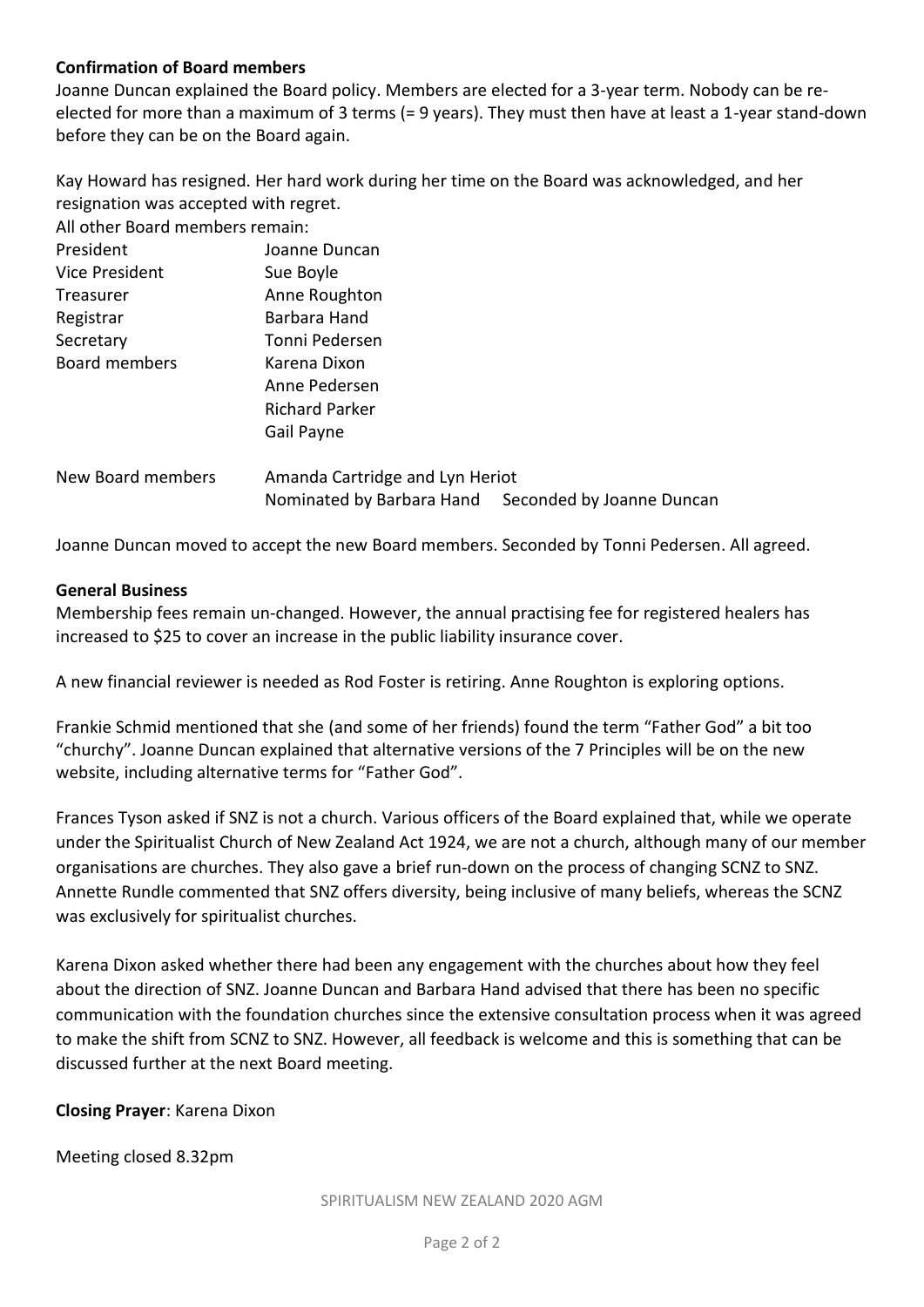**Confirmation of Board members**

Joanne Duncan explained the Board policy. Members are elected for a 3-year term. Nobody can be re-elected for more than a maximum of 3 terms (= 9 years). They must then have at least a 1-year stand-down before they can be on the Board again.

Kay Howard has resigned. Her hard work during her time on the Board was acknowledged, and her resignation was accepted with regret.

All other Board members remain:

| | |
|---|---|
| President | Joanne Duncan |
| Vice President | Sue Boyle |
| Treasurer | Anne Roughton |
| Registrar | Barbara Hand |
| Secretary | Tonni Pedersen |
| Board members | Karena Dixon |
| | Anne Pedersen |
| | Richard Parker |
| | Gail Payne |

New Board members    Amanda Cartridge and Lyn Heriot
Nominated by Barbara Hand    Seconded by Joanne Duncan

Joanne Duncan moved to accept the new Board members. Seconded by Tonni Pedersen. All agreed.

**General Business**

Membership fees remain un-changed. However, the annual practising fee for registered healers has increased to $25 to cover an increase in the public liability insurance cover.

A new financial reviewer is needed as Rod Foster is retiring. Anne Roughton is exploring options.

Frankie Schmid mentioned that she (and some of her friends) found the term "Father God" a bit too "churchy". Joanne Duncan explained that alternative versions of the 7 Principles will be on the new website, including alternative terms for "Father God".

Frances Tyson asked if SNZ is not a church. Various officers of the Board explained that, while we operate under the Spiritualist Church of New Zealand Act 1924, we are not a church, although many of our member organisations are churches. They also gave a brief run-down on the process of changing SCNZ to SNZ. Annette Rundle commented that SNZ offers diversity, being inclusive of many beliefs, whereas the SCNZ was exclusively for spiritualist churches.

Karena Dixon asked whether there had been any engagement with the churches about how they feel about the direction of SNZ. Joanne Duncan and Barbara Hand advised that there has been no specific communication with the foundation churches since the extensive consultation process when it was agreed to make the shift from SCNZ to SNZ. However, all feedback is welcome and this is something that can be discussed further at the next Board meeting.

**Closing Prayer**: Karena Dixon

Meeting closed 8.32pm